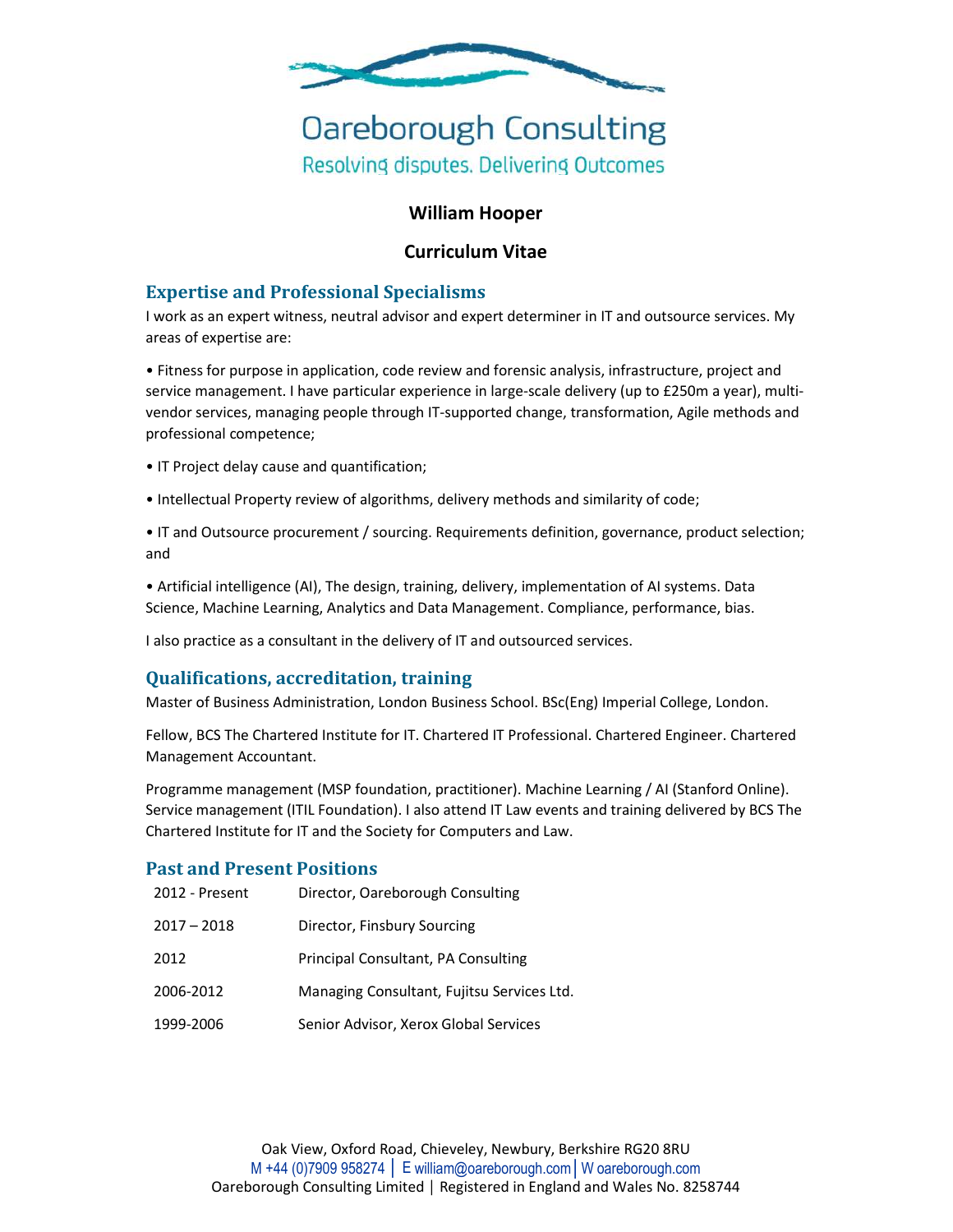# Oareborough Consulting

Resolving disputes. Delivering Outcomes

**William Hooper**

**Curriculum Vitae**

## Expertise and Professional Specialisms

I work as an expert witness, neutral advisor and expert determiner in IT and outsource services. My areas of expertise are:

• Fitness for purpose in application, code review and forensic analysis, infrastructure, project and service management. I have particular experience in large-scale delivery (up to £250m a year), multi-vendor services, managing people through IT-supported change, transformation, Agile methods and professional competence;

• IT Project delay cause and quantification;

• Intellectual Property review of algorithms, delivery methods and similarity of code;

• IT and Outsource procurement / sourcing. Requirements definition, governance, product selection; and

• Artificial intelligence (AI), The design, training, delivery, implementation of AI systems. Data Science, Machine Learning, Analytics and Data Management. Compliance, performance, bias.

I also practice as a consultant in the delivery of IT and outsourced services.

## Qualifications, accreditation, training

Master of Business Administration, London Business School. BSc(Eng) Imperial College, London.

Fellow, BCS The Chartered Institute for IT. Chartered IT Professional. Chartered Engineer. Chartered Management Accountant.

Programme management (MSP foundation, practitioner). Machine Learning / AI (Stanford Online). Service management (ITIL Foundation). I also attend IT Law events and training delivered by BCS The Chartered Institute for IT and the Society for Computers and Law.

## Past and Present Positions

| | |
|---|---|
| 2012 - Present | Director, Oareborough Consulting |
| 2017 – 2018 | Director, Finsbury Sourcing |
| 2012 | Principal Consultant, PA Consulting |
| 2006-2012 | Managing Consultant, Fujitsu Services Ltd. |
| 1999-2006 | Senior Advisor, Xerox Global Services |

Oak View, Oxford Road, Chieveley, Newbury, Berkshire RG20 8RU
M +44 (0)7909 958274 | E william@oareborough.com | W oareborough.com
Oareborough Consulting Limited | Registered in England and Wales No. 8258744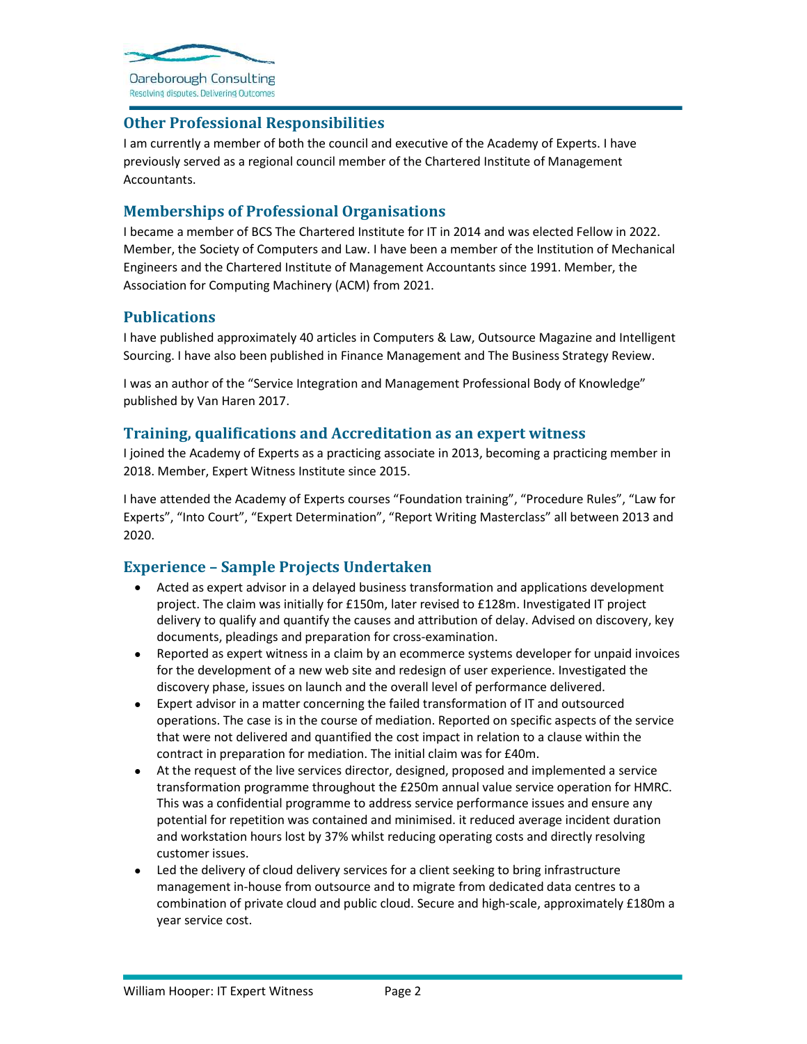## Other Professional Responsibilities

I am currently a member of both the council and executive of the Academy of Experts. I have previously served as a regional council member of the Chartered Institute of Management Accountants.

## Memberships of Professional Organisations

I became a member of BCS The Chartered Institute for IT in 2014 and was elected Fellow in 2022. Member, the Society of Computers and Law. I have been a member of the Institution of Mechanical Engineers and the Chartered Institute of Management Accountants since 1991. Member, the Association for Computing Machinery (ACM) from 2021.

## Publications

I have published approximately 40 articles in Computers & Law, Outsource Magazine and Intelligent Sourcing. I have also been published in Finance Management and The Business Strategy Review.

I was an author of the "Service Integration and Management Professional Body of Knowledge" published by Van Haren 2017.

## Training, qualifications and Accreditation as an expert witness

I joined the Academy of Experts as a practicing associate in 2013, becoming a practicing member in 2018. Member, Expert Witness Institute since 2015.

I have attended the Academy of Experts courses "Foundation training", "Procedure Rules", "Law for Experts", "Into Court", "Expert Determination", "Report Writing Masterclass" all between 2013 and 2020.

## Experience – Sample Projects Undertaken

- Acted as expert advisor in a delayed business transformation and applications development project. The claim was initially for £150m, later revised to £128m. Investigated IT project delivery to qualify and quantify the causes and attribution of delay. Advised on discovery, key documents, pleadings and preparation for cross-examination.
- Reported as expert witness in a claim by an ecommerce systems developer for unpaid invoices for the development of a new web site and redesign of user experience. Investigated the discovery phase, issues on launch and the overall level of performance delivered.
- Expert advisor in a matter concerning the failed transformation of IT and outsourced operations. The case is in the course of mediation. Reported on specific aspects of the service that were not delivered and quantified the cost impact in relation to a clause within the contract in preparation for mediation. The initial claim was for £40m.
- At the request of the live services director, designed, proposed and implemented a service transformation programme throughout the £250m annual value service operation for HMRC. This was a confidential programme to address service performance issues and ensure any potential for repetition was contained and minimised. it reduced average incident duration and workstation hours lost by 37% whilst reducing operating costs and directly resolving customer issues.
- Led the delivery of cloud delivery services for a client seeking to bring infrastructure management in-house from outsource and to migrate from dedicated data centres to a combination of private cloud and public cloud. Secure and high-scale, approximately £180m a year service cost.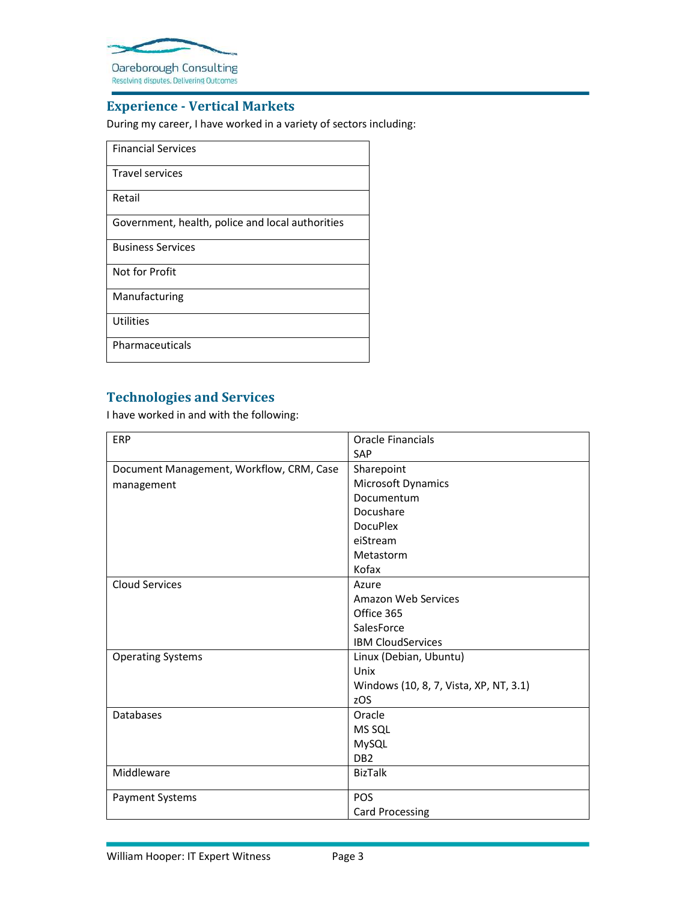## Experience - Vertical Markets

During my career, I have worked in a variety of sectors including:

| Sectors |
|---|
| Financial Services |
| Travel services |
| Retail |
| Government, health, police and local authorities |
| Business Services |
| Not for Profit |
| Manufacturing |
| Utilities |
| Pharmaceuticals |

## Technologies and Services

I have worked in and with the following:

| Category | Technologies |
|---|---|
| ERP | Oracle Financials<br>SAP |
| Document Management, Workflow, CRM, Case management | Sharepoint<br>Microsoft Dynamics<br>Documentum<br>Docushare<br>DocuPlex<br>eiStream<br>Metastorm<br>Kofax |
| Cloud Services | Azure<br>Amazon Web Services<br>Office 365<br>SalesForce<br>IBM CloudServices |
| Operating Systems | Linux (Debian, Ubuntu)<br>Unix<br>Windows (10, 8, 7, Vista, XP, NT, 3.1)<br>zOS |
| Databases | Oracle<br>MS SQL<br>MySQL<br>DB2 |
| Middleware | BizTalk |
| Payment Systems | POS<br>Card Processing |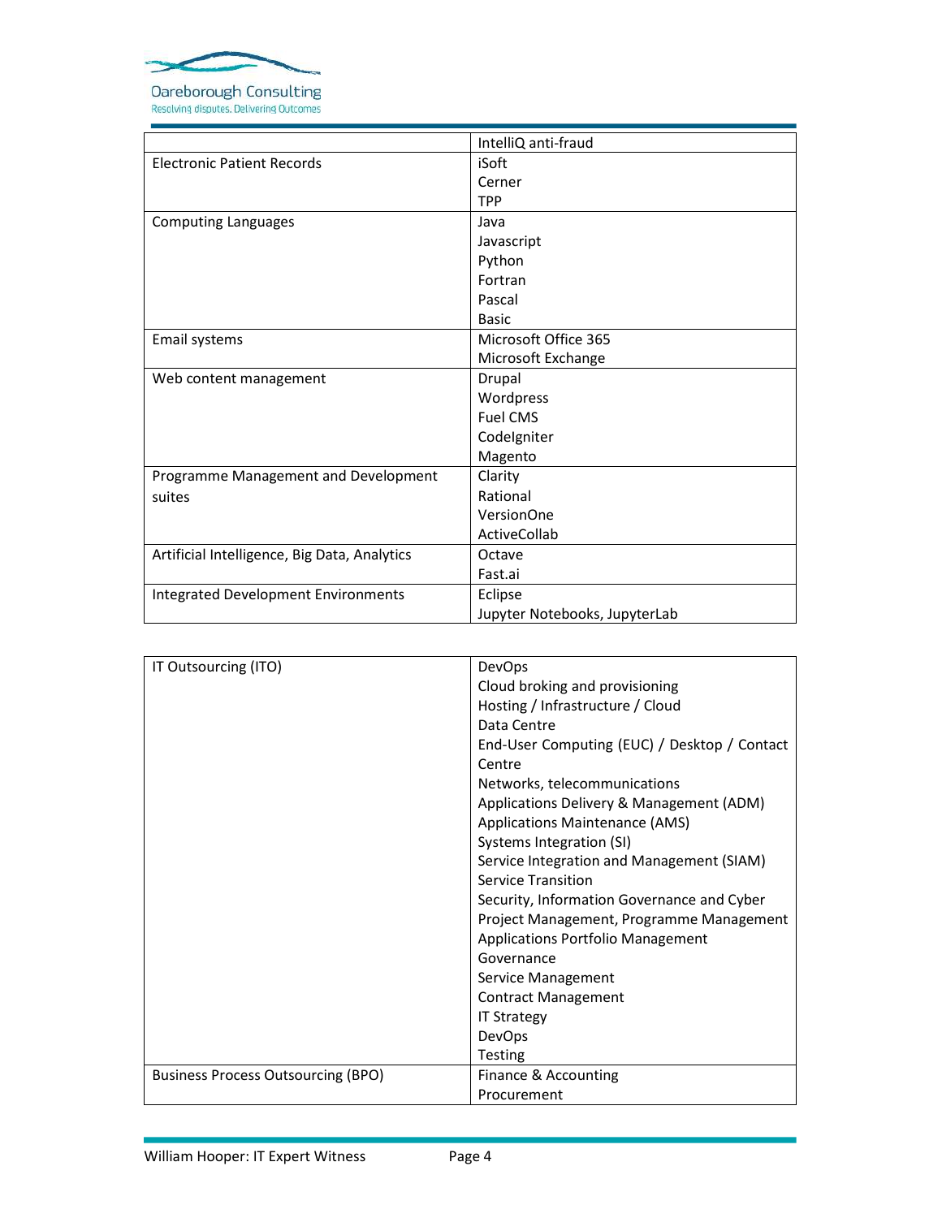| | |
|---|---|
| | IntelliQ anti-fraud |
| Electronic Patient Records | iSoft<br>Cerner<br>TPP |
| Computing Languages | Java<br>Javascript<br>Python<br>Fortran<br>Pascal<br>Basic |
| Email systems | Microsoft Office 365<br>Microsoft Exchange |
| Web content management | Drupal<br>Wordpress<br>Fuel CMS<br>CodeIgniter<br>Magento |
| Programme Management and Development suites | Clarity<br>Rational<br>VersionOne<br>ActiveCollab |
| Artificial Intelligence, Big Data, Analytics | Octave<br>Fast.ai |
| Integrated Development Environments | Eclipse<br>Jupyter Notebooks, JupyterLab |

| | |
|---|---|
| IT Outsourcing (ITO) | DevOps<br>Cloud broking and provisioning<br>Hosting / Infrastructure / Cloud<br>Data Centre<br>End-User Computing (EUC) / Desktop / Contact Centre<br>Networks, telecommunications<br>Applications Delivery & Management (ADM)<br>Applications Maintenance (AMS)<br>Systems Integration (SI)<br>Service Integration and Management (SIAM)<br>Service Transition<br>Security, Information Governance and Cyber<br>Project Management, Programme Management<br>Applications Portfolio Management<br>Governance<br>Service Management<br>Contract Management<br>IT Strategy<br>DevOps<br>Testing |
| Business Process Outsourcing (BPO) | Finance & Accounting<br>Procurement |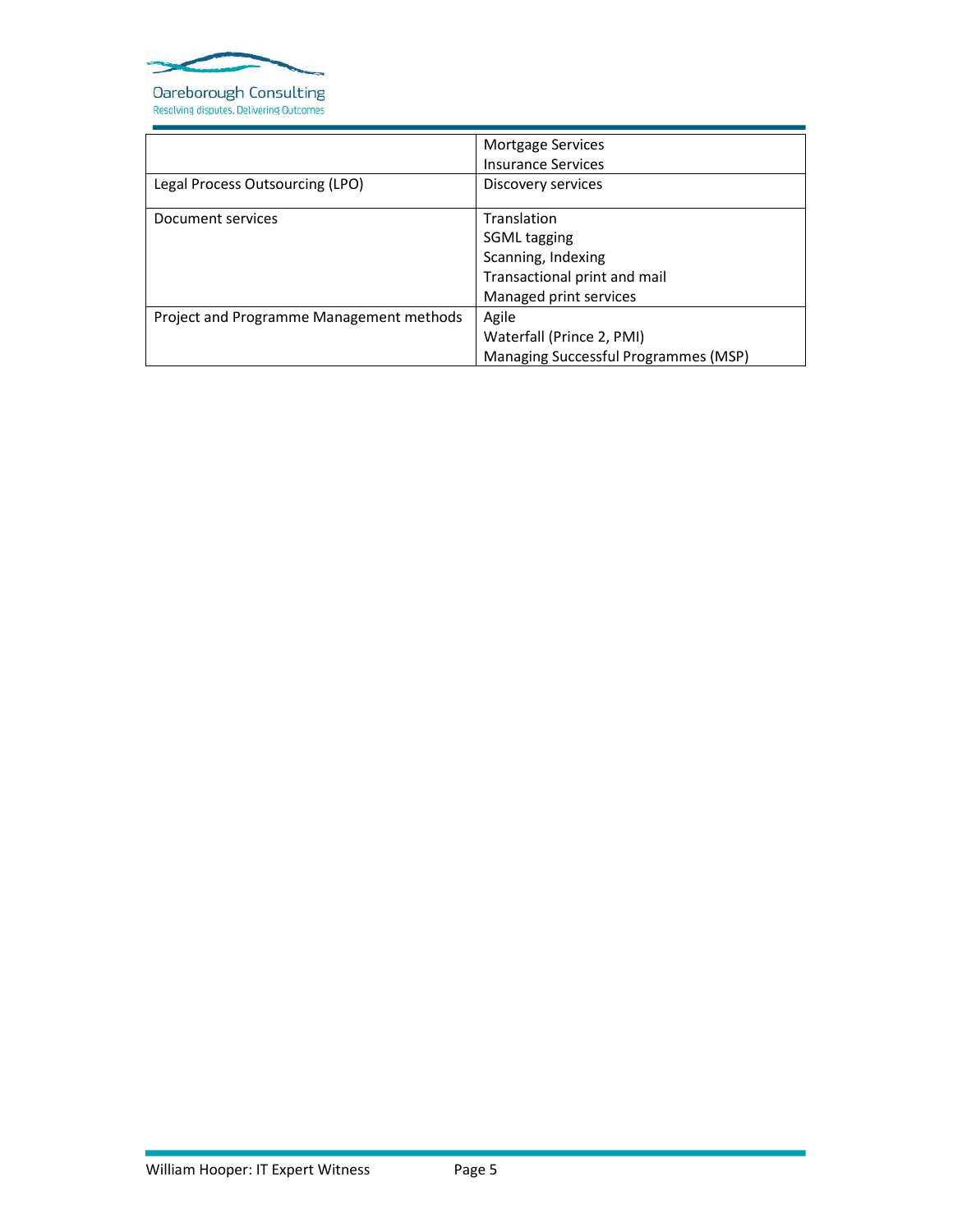| | |
|---|---|
| | Mortgage Services<br>Insurance Services |
| Legal Process Outsourcing (LPO) | Discovery services |
| Document services | Translation<br>SGML tagging<br>Scanning, Indexing<br>Transactional print and mail<br>Managed print services |
| Project and Programme Management methods | Agile<br>Waterfall (Prince 2, PMI)<br>Managing Successful Programmes (MSP) |